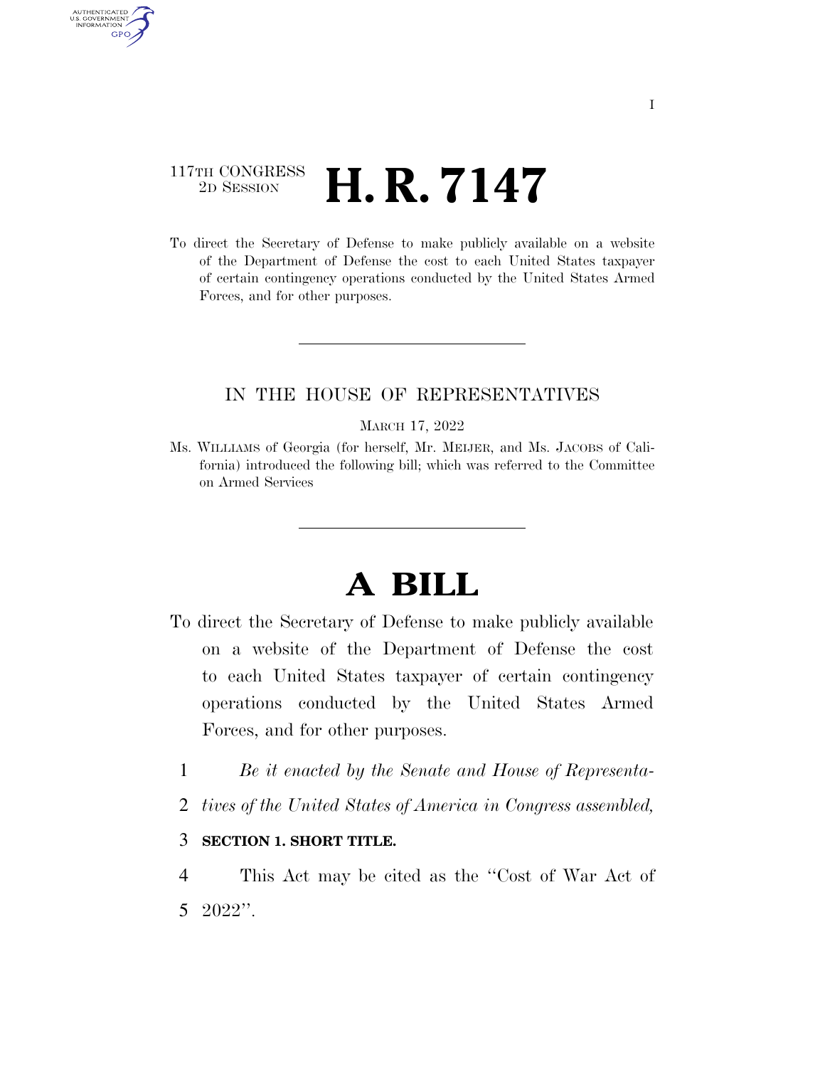117TH CONGRESS
2D SESSION

# H. R. 7147

To direct the Secretary of Defense to make publicly available on a website of the Department of Defense the cost to each United States taxpayer of certain contingency operations conducted by the United States Armed Forces, and for other purposes.

---

IN THE HOUSE OF REPRESENTATIVES

MARCH 17, 2022

Ms. WILLIAMS of Georgia (for herself, Mr. MEIJER, and Ms. JACOBS of California) introduced the following bill; which was referred to the Committee on Armed Services

---

# A BILL

To direct the Secretary of Defense to make publicly available on a website of the Department of Defense the cost to each United States taxpayer of certain contingency operations conducted by the United States Armed Forces, and for other purposes.

1 *Be it enacted by the Senate and House of Representa-*
2 *tives of the United States of America in Congress assembled,*

3 **SECTION 1. SHORT TITLE.**

4 This Act may be cited as the ''Cost of War Act of
5 2022''.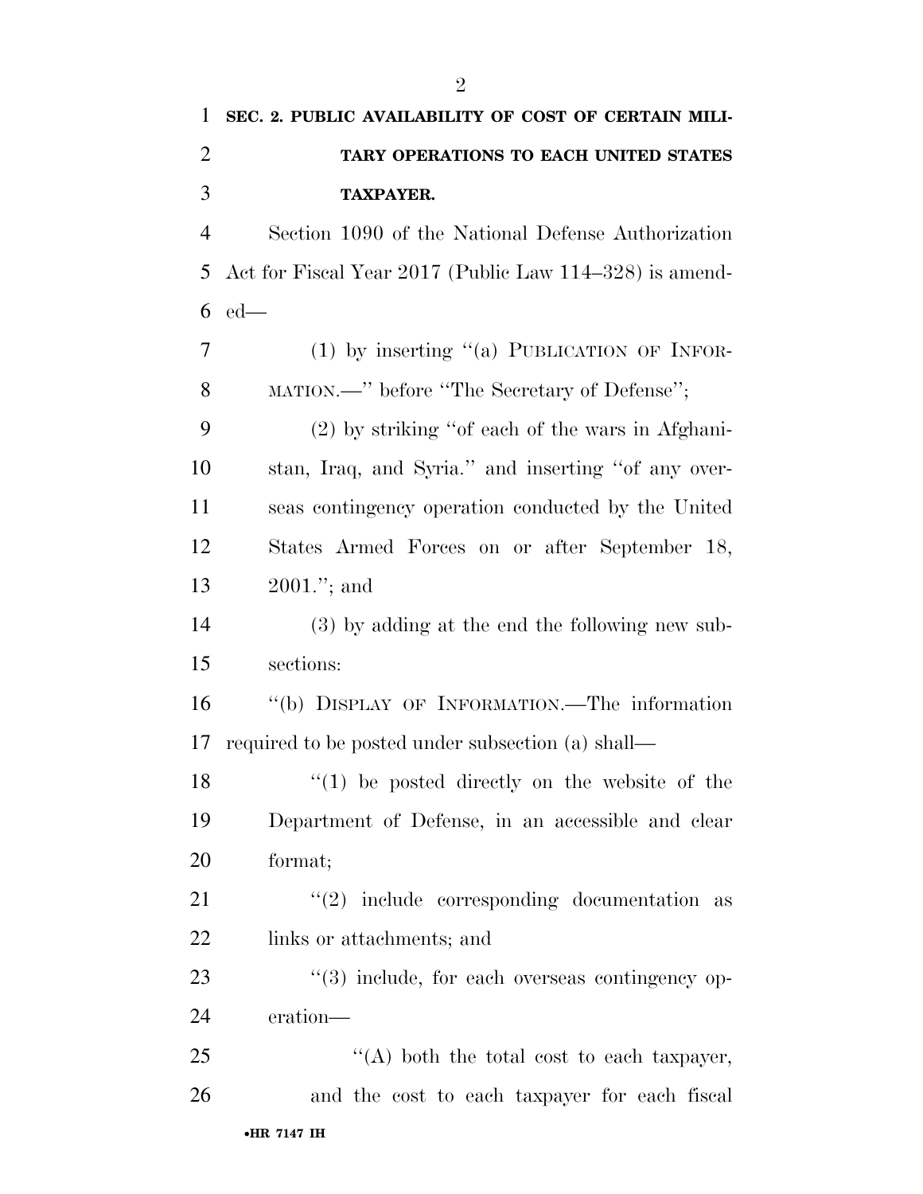**SEC. 2. PUBLIC AVAILABILITY OF COST OF CERTAIN MILITARY OPERATIONS TO EACH UNITED STATES TAXPAYER.**

Section 1090 of the National Defense Authorization Act for Fiscal Year 2017 (Public Law 114–328) is amended—

(1) by inserting "(a) PUBLICATION OF INFORMATION.—" before "The Secretary of Defense";

(2) by striking "of each of the wars in Afghanistan, Iraq, and Syria." and inserting "of any overseas contingency operation conducted by the United States Armed Forces on or after September 18, 2001."; and

(3) by adding at the end the following new subsections:

"(b) DISPLAY OF INFORMATION.—The information required to be posted under subsection (a) shall—

"(1) be posted directly on the website of the Department of Defense, in an accessible and clear format;

"(2) include corresponding documentation as links or attachments; and

"(3) include, for each overseas contingency operation—

"(A) both the total cost to each taxpayer, and the cost to each taxpayer for each fiscal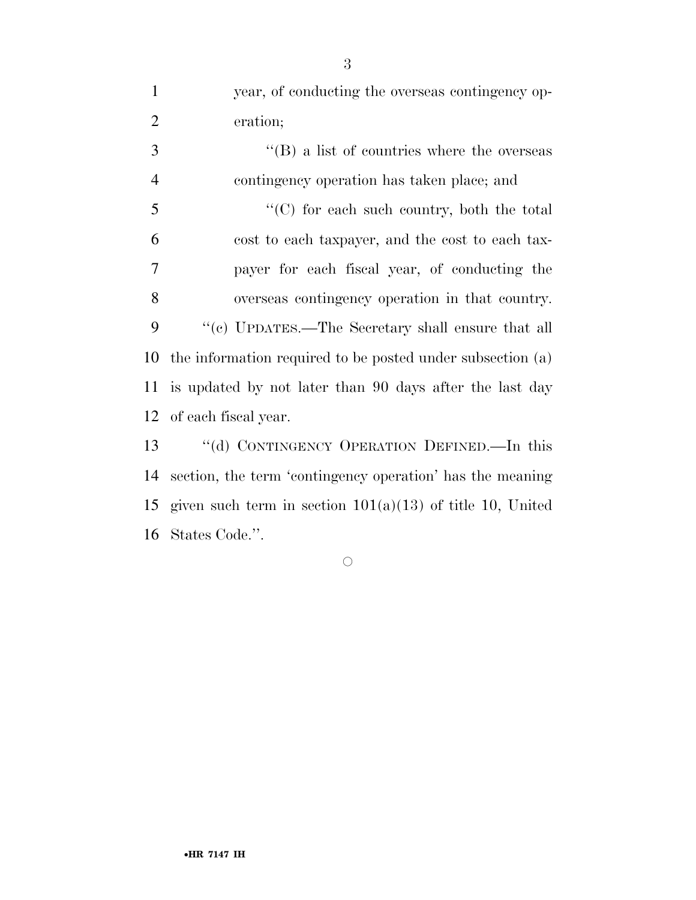year, of conducting the overseas contingency operation;

"(B) a list of countries where the overseas contingency operation has taken place; and

"(C) for each such country, both the total cost to each taxpayer, and the cost to each taxpayer for each fiscal year, of conducting the overseas contingency operation in that country.

"(c) UPDATES.—The Secretary shall ensure that all the information required to be posted under subsection (a) is updated by not later than 90 days after the last day of each fiscal year.

"(d) CONTINGENCY OPERATION DEFINED.—In this section, the term 'contingency operation' has the meaning given such term in section 101(a)(13) of title 10, United States Code.".

○